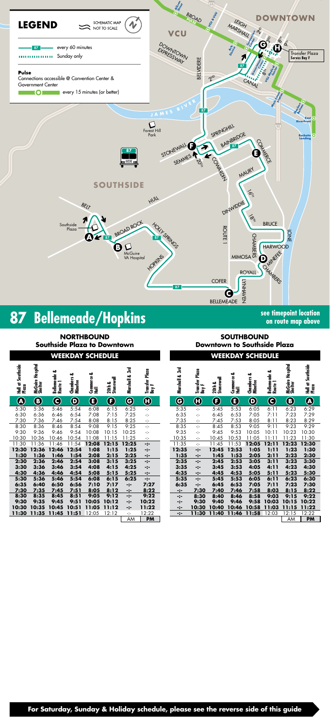## LEGEND

SCHEMATIC MAP NOT TO SCALE

87 — every 60 minutes

Sunday only

**Pulse**
Connections accessible @ Convention Center & Government Center

every 15 minutes (or better)

DOWNTOWN

VCU

SOUTHSIDE

Transfer Plaza Serves Bay F

# 87 Bellemeade/Hopkins

**see timepoint location on route map above**

## NORTHBOUND
### Southside Plaza to Downtown

#### WEEKDAY SCHEDULE

| Hull at Southside Plaza (A) | McGuire Hospital Shelter (B) | Bellemeade & Route 1 (C) | Chambers & Minefee (D) | Commerce & Hull (E) | 20th & Stonewall (F) | Marshall & 3rd (G) | Transfer Plaza Bay F (H) |
|---|---|---|---|---|---|---|---|
| 5:30 | 5:36 | 5:46 | 5:54 | 6:08 | 6:15 | 6:25 | -:- |
| 6:30 | 6:36 | 6:46 | 6:54 | 7:08 | 7:15 | 7:25 | -:- |
| 7:30 | 7:36 | 7:46 | 7:54 | 8:08 | 8:15 | 8:25 | -:- |
| 8:30 | 8:36 | 8:46 | 8:54 | 9:08 | 9:15 | 9:25 | -:- |
| 9:30 | 9:36 | 9:46 | 9:54 | 10:08 | 10:15 | 10:25 | -:- |
| 10:30 | 10:36 | 10:46 | 10:54 | 11:08 | 11:15 | 11:25 | -:- |
| 11:30 | 11:36 | 11:46 | 11:54 | **12:08** | **12:15** | **12:25** | -:- |
| **12:30** | **12:36** | **12:46** | **12:54** | **1:08** | **1:15** | **1:25** | -:- |
| **1:30** | **1:36** | **1:46** | **1:54** | **2:08** | **2:15** | **2:25** | -:- |
| **2:30** | **2:36** | **2:46** | **2:54** | **3:08** | **3:15** | **3:25** | -:- |
| **3:30** | **3:36** | **3:46** | **3:54** | **4:08** | **4:15** | **4:25** | -:- |
| **4:30** | **4:36** | **4:46** | **4:54** | **5:08** | **5:15** | **5:25** | -:- |
| **5:30** | **5:36** | **5:46** | **5:54** | **6:08** | **6:15** | **6:25** | -:- |
| **6:35** | **6:40** | **6:50** | **6:56** | **7:10** | **7:17** | -:- | **7:27** |
| **7:30** | **7:35** | **7:45** | **7:51** | **8:05** | **8:12** | -:- | **8:22** |
| **8:30** | **8:35** | **8:45** | **8:51** | **9:05** | **9:12** | -:- | **9:22** |
| **9:30** | **9:35** | **9:45** | **9:51** | **10:05** | **10:12** | -:- | **10:22** |
| **10:30** | **10:35** | **10:45** | **10:51** | **11:05** | **11:12** | -:- | **11:22** |
| **11:30** | **11:35** | **11:45** | **11:51** | 12:05 | 12:12 | -:- | 12:22 |

AM **PM**

## SOUTHBOUND
### Downtown to Southside Plaza

#### WEEKDAY SCHEDULE

| Marshall & 3rd (G) | Transfer Plaza Bay F (H) | 20th & Stonewall (F) | Commerce & Hull (E) | Chambers & Minefee (D) | Bellemeade & Route 1 (C) | McGuire Hospital Shelter (B) | Hull at Southside Plaza (A) |
|---|---|---|---|---|---|---|---|
| 5:35 | -:- | 5:45 | 5:53 | 6:05 | 6:11 | 6:23 | 6:29 |
| 6:35 | -:- | 6:45 | 6:53 | 7:05 | 7:11 | 7:23 | 7:29 |
| 7:35 | -:- | 7:45 | 7:53 | 8:05 | 8:11 | 8:23 | 8:29 |
| 8:35 | -:- | 8:45 | 8:53 | 9:05 | 9:11 | 9:23 | 9:29 |
| 9:35 | -:- | 9:45 | 9:53 | 10:05 | 10:11 | 10:23 | 10:30 |
| 10:35 | -:- | 10:45 | 10:53 | 11:05 | 11:11 | 11:23 | 11:30 |
| 11:35 | -:- | 11:45 | 11:53 | **12:05** | **12:11** | **12:23** | **12:30** |
| **12:35** | -:- | **12:45** | **12:53** | **1:05** | **1:11** | **1:23** | **1:30** |
| **1:35** | -:- | **1:45** | **1:53** | **2:05** | **2:11** | **2:23** | **2:30** |
| **2:35** | -:- | **2:45** | **2:53** | **3:05** | **3:11** | **3:23** | **3:30** |
| **3:35** | -:- | **3:45** | **3:53** | **4:05** | **4:11** | **4:23** | **4:30** |
| **4:35** | -:- | **4:45** | **4:53** | **5:05** | **5:11** | **5:23** | **5:30** |
| **5:35** | -:- | **5:45** | **5:53** | **6:05** | **6:11** | **6:23** | **6:30** |
| **6:35** | -:- | **6:45** | **6:53** | **7:05** | **7:11** | **7:23** | **7:30** |
| -:- | **7:30** | **7:40** | **7:46** | **7:58** | **8:03** | **8:15** | **8:22** |
| -:- | **8:30** | **8:40** | **8:46** | **8:58** | **9:03** | **9:15** | **9:22** |
| -:- | **9:30** | **9:40** | **9:46** | **9:58** | **10:03** | **10:15** | **10:22** |
| -:- | **10:30** | **10:40** | **10:46** | **10:58** | **11:03** | **11:15** | **11:22** |
| -:- | **11:30** | **11:40** | **11:46** | **11:58** | 12:03 | 12:15 | 12:22 |

AM **PM**

**For Saturday, Sunday & Holiday schedule, please see the reverse side of this guide**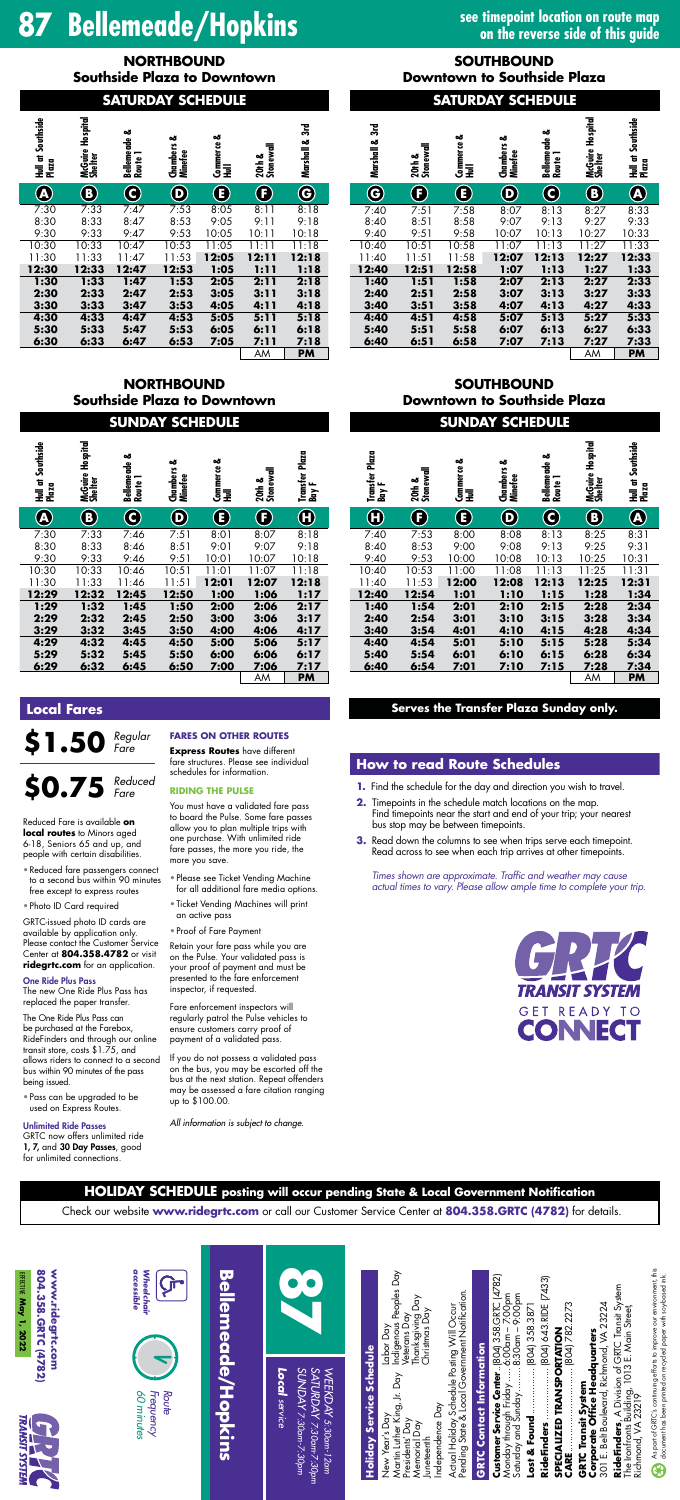# 87 Bellemeade/Hopkins

**see timepoint location on route map on the reverse side of this guide**

## NORTHBOUND
### Southside Plaza to Downtown
### SATURDAY SCHEDULE

| Hull at Southside Plaza | McGuire Hospital Shelter | Bellemeade & Route 1 | Chambers & Minefee | Commerce & Hull | 20th & Stonewall | Marshall & 3rd |
|---|---|---|---|---|---|---|
| A | B | C | D | E | F | G |
| 7:30 | 7:33 | 7:47 | 7:53 | 8:05 | 8:11 | 8:18 |
| 8:30 | 8:33 | 8:47 | 8:53 | 9:05 | 9:11 | 9:18 |
| 9:30 | 9:33 | 9:47 | 9:53 | 10:05 | 10:11 | 10:18 |
| 10:30 | 10:33 | 10:47 | 10:53 | 11:05 | 11:11 | 11:18 |
| 11:30 | 11:33 | 11:47 | 11:53 | **12:05** | **12:11** | **12:18** |
| **12:30** | **12:33** | **12:47** | **12:53** | **1:05** | **1:11** | **1:18** |
| **1:30** | **1:33** | **1:47** | **1:53** | **2:05** | **2:11** | **2:18** |
| **2:30** | **2:33** | **2:47** | **2:53** | **3:05** | **3:11** | **3:18** |
| **3:30** | **3:33** | **3:47** | **3:53** | **4:05** | **4:11** | **4:18** |
| **4:30** | **4:33** | **4:47** | **4:53** | **5:05** | **5:11** | **5:18** |
| **5:30** | **5:33** | **5:47** | **5:53** | **6:05** | **6:11** | **6:18** |
| **6:30** | **6:33** | **6:47** | **6:53** | **7:05** | **7:11** | **7:18** |
| | | | | | AM | **PM** |

## SOUTHBOUND
### Downtown to Southside Plaza
### SATURDAY SCHEDULE

| Marshall & 3rd | 20th & Stonewall | Commerce & Hull | Chambers & Minefee | Bellemeade & Route 1 | McGuire Hospital Shelter | Hull at Southside Plaza |
|---|---|---|---|---|---|---|
| G | F | E | D | C | B | A |
| 7:40 | 7:51 | 7:58 | 8:07 | 8:13 | 8:27 | 8:33 |
| 8:40 | 8:51 | 8:58 | 9:07 | 9:13 | 9:27 | 9:33 |
| 9:40 | 9:51 | 9:58 | 10:07 | 10:13 | 10:27 | 10:33 |
| 10:40 | 10:51 | 10:58 | 11:07 | 11:13 | 11:27 | 11:33 |
| 11:40 | 11:51 | 11:58 | **12:07** | **12:13** | **12:27** | **12:33** |
| **12:40** | **12:51** | **12:58** | **1:07** | **1:13** | **1:27** | **1:33** |
| **1:40** | **1:51** | **1:58** | **2:07** | **2:13** | **2:27** | **2:33** |
| **2:40** | **2:51** | **2:58** | **3:07** | **3:13** | **3:27** | **3:33** |
| **3:40** | **3:51** | **3:58** | **4:07** | **4:13** | **4:27** | **4:33** |
| **4:40** | **4:51** | **4:58** | **5:07** | **5:13** | **5:27** | **5:33** |
| **5:40** | **5:51** | **5:58** | **6:07** | **6:13** | **6:27** | **6:33** |
| **6:40** | **6:51** | **6:58** | **7:07** | **7:13** | **7:27** | **7:33** |
| | | | | | AM | **PM** |

## NORTHBOUND
### Southside Plaza to Downtown
### SUNDAY SCHEDULE

| Hull at Southside Plaza | McGuire Hospital Shelter | Bellemeade & Route 1 | Chambers & Minefee | Commerce & Hull | 20th & Stonewall | Transfer Plaza Bay F |
|---|---|---|---|---|---|---|
| A | B | C | D | E | F | H |
| 7:30 | 7:33 | 7:46 | 7:51 | 8:01 | 8:07 | 8:18 |
| 8:30 | 8:33 | 8:46 | 8:51 | 9:01 | 9:07 | 9:18 |
| 9:30 | 9:33 | 9:46 | 9:51 | 10:01 | 10:07 | 10:18 |
| 10:30 | 10:33 | 10:46 | 10:51 | 11:01 | 11:07 | 11:18 |
| 11:30 | 11:33 | 11:46 | 11:51 | **12:01** | **12:07** | **12:18** |
| **12:29** | **12:32** | **12:45** | **12:50** | **1:00** | **1:06** | **1:17** |
| **1:29** | **1:32** | **1:45** | **1:50** | **2:00** | **2:06** | **2:17** |
| **2:29** | **2:32** | **2:45** | **2:50** | **3:00** | **3:06** | **3:17** |
| **3:29** | **3:32** | **3:45** | **3:50** | **4:00** | **4:06** | **4:17** |
| **4:29** | **4:32** | **4:45** | **4:50** | **5:00** | **5:06** | **5:17** |
| **5:29** | **5:32** | **5:45** | **5:50** | **6:00** | **6:06** | **6:17** |
| **6:29** | **6:32** | **6:45** | **6:50** | **7:00** | **7:06** | **7:17** |
| | | | | | AM | **PM** |

## SOUTHBOUND
### Downtown to Southside Plaza
### SUNDAY SCHEDULE

| Transfer Plaza Bay F | 20th & Stonewall | Commerce & Hull | Chambers & Minefee | Bellemeade & Route 1 | McGuire Hospital Shelter | Hull at Southside Plaza |
|---|---|---|---|---|---|---|
| H | F | E | D | C | B | A |
| 7:40 | 7:53 | 8:00 | 8:08 | 8:13 | 8:25 | 8:31 |
| 8:40 | 8:53 | 9:00 | 9:08 | 9:13 | 9:25 | 9:31 |
| 9:40 | 9:53 | 10:00 | 10:08 | 10:13 | 10:25 | 10:31 |
| 10:40 | 10:53 | 11:00 | 11:08 | 11:13 | 11:25 | 11:31 |
| 11:40 | 11:53 | **12:00** | **12:08** | **12:13** | **12:25** | **12:31** |
| **12:40** | **12:54** | **1:01** | **1:10** | **1:15** | **1:28** | **1:34** |
| **1:40** | **1:54** | **2:01** | **2:10** | **2:15** | **2:28** | **2:34** |
| **2:40** | **2:54** | **3:01** | **3:10** | **3:15** | **3:28** | **3:34** |
| **3:40** | **3:54** | **4:01** | **4:10** | **4:15** | **4:28** | **4:34** |
| **4:40** | **4:54** | **5:01** | **5:10** | **5:15** | **5:28** | **5:34** |
| **5:40** | **5:54** | **6:01** | **6:10** | **6:15** | **6:28** | **6:34** |
| **6:40** | **6:54** | **7:01** | **7:10** | **7:15** | **7:28** | **7:34** |
| | | | | | AM | **PM** |

**Serves the Transfer Plaza Sunday only.**

## Local Fares

**$1.50** *Regular Fare*

**$0.75** *Reduced Fare*

Reduced Fare is available **on local routes** to Minors aged 6-18, Seniors 65 and up, and people with certain disabilities.

- Reduced fare passengers connect to a second bus within 90 minutes free except to express routes
- Photo ID Card required

GRTC-issued photo ID cards are available by application only. Please contact the Customer Service Center at **804.358.4782** or visit **ridegrtc.com** for an application.

**One Ride Plus Pass**

The new One Ride Plus Pass has replaced the paper transfer.

The One Ride Plus Pass can be purchased at the Farebox, RideFinders and through our online transit store, costs $1.75, and allows riders to connect to a second bus within 90 minutes of the pass being issued.

- Pass can be upgraded to be used on Express Routes.

**Unlimited Ride Passes**

GRTC now offers unlimited ride **1, 7,** and **30 Day Passes**, good for unlimited connections.

### FARES ON OTHER ROUTES

**Express Routes** have different fare structures. Please see individual schedules for information.

### RIDING THE PULSE

You must have a validated fare pass to board the Pulse. Some fare passes allow you to plan multiple trips with one purchase. With unlimited ride fare passes, the more you ride, the more you save.

- Please see Ticket Vending Machine for all additional fare media options.
- Ticket Vending Machines will print an active pass
- Proof of Fare Payment

Retain your fare pass while you are on the Pulse. Your validated pass is your proof of payment and must be presented to the fare enforcement inspector, if requested.

Fare enforcement inspectors will regularly patrol the Pulse vehicles to ensure customers carry proof of payment of a validated pass.

If you do not possess a validated pass on the bus, you may be escorted off the bus at the next station. Repeat offenders may be assessed a fare citation ranging up to $100.00.

*All information is subject to change.*

## How to read Route Schedules

1. Find the schedule for the day and direction you wish to travel.
2. Timepoints in the schedule match locations on the map. Find timepoints near the start and end of your trip; your nearest bus stop may be between timepoints.
3. Read down the columns to see when trips serve each timepoint. Read across to see when each trip arrives at other timepoints.

*Times shown are approximate. Traffic and weather may cause actual times to vary. Please allow ample time to complete your trip.*

GRTC TRANSIT SYSTEM
GET READY TO CONNECT

## HOLIDAY SCHEDULE posting will occur pending State & Local Government Notification

Check our website **www.ridegrtc.com** or call our Customer Service Center at **804.358.GRTC (4782)** for details.

www.ridegrtc.com
804.358.GRTC (4782)
EFFECTIVE **May 1, 2022**

Wheelchair accessible

Route Frequency 60 minutes

# 87 Bellemeade/Hopkins

**Local** service

WEEKDAY 5:30am-12am
SATURDAY 7:30am-7:30pm
SUNDAY 7:30am-7:30pm

### Holiday Service Schedule

New Year's Day
Martin Luther King, Jr. Day
Presidents' Day
Memorial Day
Juneteenth
Independence Day
Labor Day
Indigenous Peoples Day
Veterans Day
Thanksgiving Day
Christmas Day

Actual Holiday Schedule Posting Will Occur Pending State & Local Government Notification.

### GRTC Contact Information

**Customer Service Center**..(804) 358.GRTC (4782)
Monday through Friday......6:00am – 7:00pm
Saturday and Sunday.........8:00am – 5:00pm

**Lost & Found**..............(804) 358.3871

**Ridefinders**...............(804) 643.RIDE (7433)

**SPECIALIZED TRANSPORTATION CARE**..........................(804) 782.2273

**GRTC Transit System Corporate Office Headquarters**
301 E. Belt Boulevard, Richmond, VA 23224

**RideFinders**, A Division of GRTC Transit System
The Hamtoms Building, 1013 E. Main Street, Richmond, VA 23219

As part of GRTC's continuing efforts to improve our environment, this document has been printed on recycled paper with soybased ink.